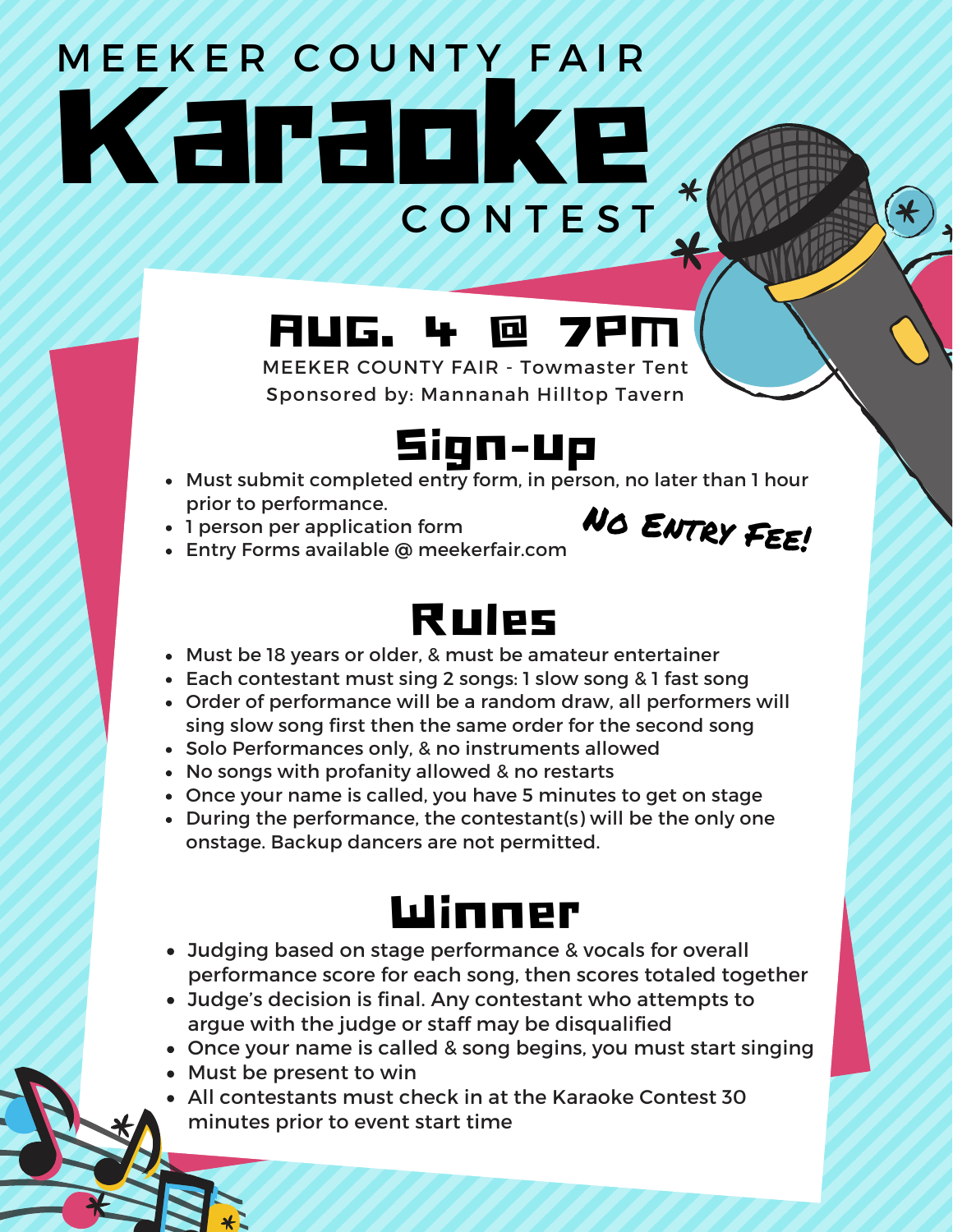MEEKER COUNTY FAIR

# Karaoke

CONTEST

## AUG. 4 @ 7PM

MEEKER COUNTY FAIR - Towmaster Tent

Sponsored by: Mannanah Hilltop Tavern

## Sign-up

- Must submit completed entry form, in person, no later than 1 hour prior to performance.
- 1 person per application form
- Entry Forms available @ meekerfair.com

**NO ENTRY FEE!**

## Rules

- Must be 18 years or older, & must be amateur entertainer
- Each contestant must sing 2 songs: 1 slow song & 1 fast song
- Order of performance will be a random draw, all performers will sing slow song first then the same order for the second song
- Solo Performances only, & no instruments allowed
- No songs with profanity allowed & no restarts
- Once your name is called, you have 5 minutes to get on stage
- During the performance, the contestant(s) will be the only one onstage. Backup dancers are not permitted.

## Winner

- Judging based on stage performance & vocals for overall performance score for each song, then scores totaled together
- Judge's decision is final. Any contestant who attempts to argue with the judge or staff may be disqualified
- Once your name is called & song begins, you must start singing
- Must be present to win
- All contestants must check in at the Karaoke Contest 30 minutes prior to event start time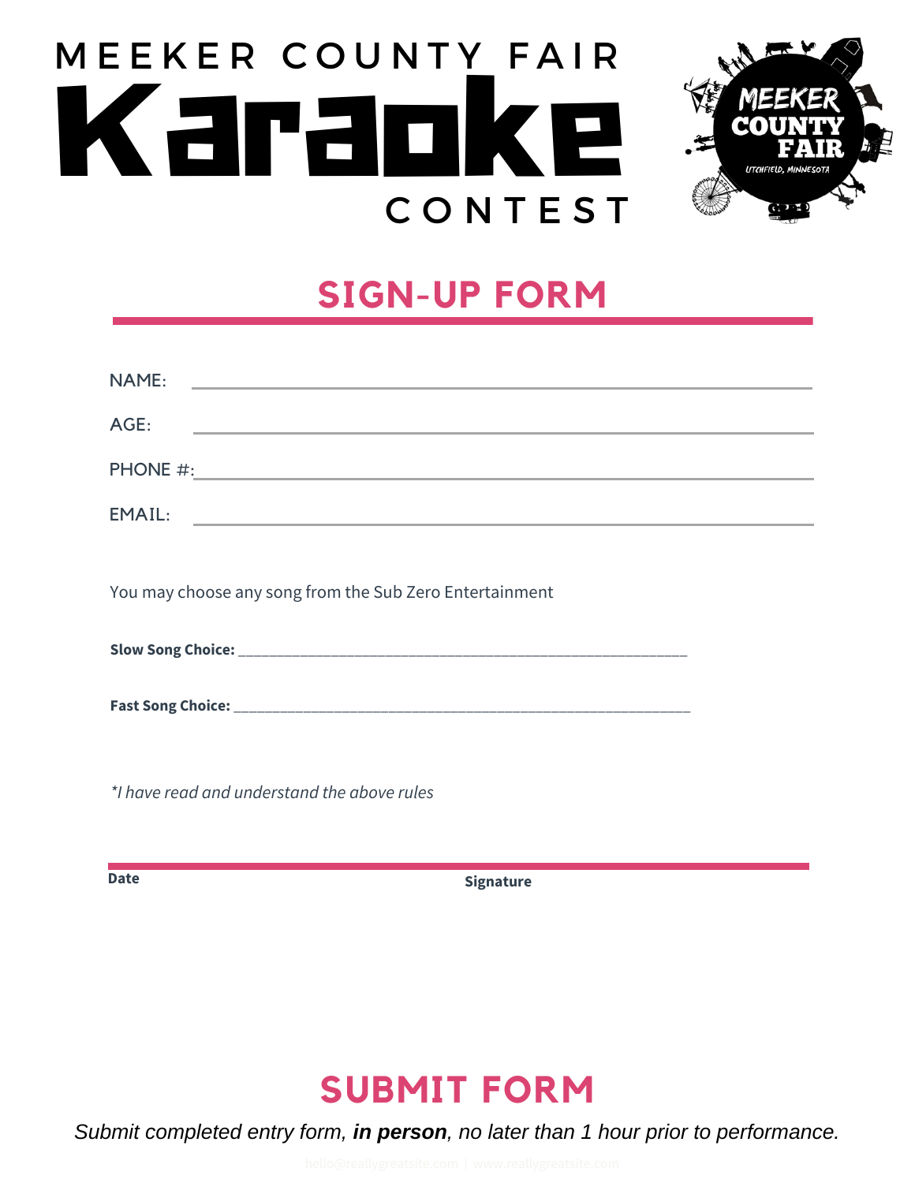# MEEKER COUNTY FAIR Karaoke CONTEST

MEEKER COUNTY FAIR
LITCHFIELD, MINNESOTA

## SIGN-UP FORM

NAME: ____________________

AGE: ____________________

PHONE #: ____________________

EMAIL: ____________________

You may choose any song from the Sub Zero Entertainment

**Slow Song Choice:** ____________________________________________________________

**Fast Song Choice:** ____________________________________________________________

*\*I have read and understand the above rules*

**Date** **Signature**

## SUBMIT FORM

*Submit completed entry form, **in person**, no later than 1 hour prior to performance.*

hello@reallygreatsite.com | www.reallygreatsite.com